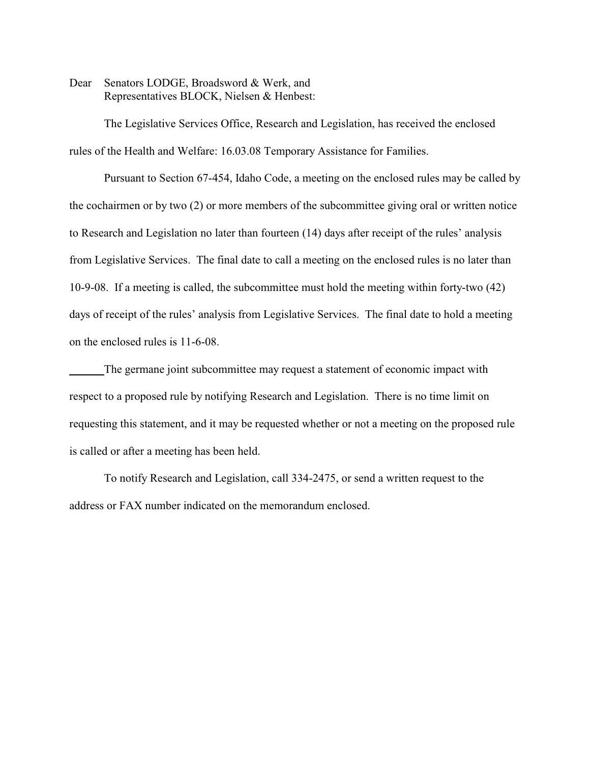Dear Senators LODGE, Broadsword & Werk, and
Representatives BLOCK, Nielsen & Henbest:

The Legislative Services Office, Research and Legislation, has received the enclosed rules of the Health and Welfare: 16.03.08 Temporary Assistance for Families.

Pursuant to Section 67-454, Idaho Code, a meeting on the enclosed rules may be called by the cochairmen or by two (2) or more members of the subcommittee giving oral or written notice to Research and Legislation no later than fourteen (14) days after receipt of the rules' analysis from Legislative Services. The final date to call a meeting on the enclosed rules is no later than 10-9-08. If a meeting is called, the subcommittee must hold the meeting within forty-two (42) days of receipt of the rules' analysis from Legislative Services. The final date to hold a meeting on the enclosed rules is 11-6-08.

______The germane joint subcommittee may request a statement of economic impact with respect to a proposed rule by notifying Research and Legislation. There is no time limit on requesting this statement, and it may be requested whether or not a meeting on the proposed rule is called or after a meeting has been held.

To notify Research and Legislation, call 334-2475, or send a written request to the address or FAX number indicated on the memorandum enclosed.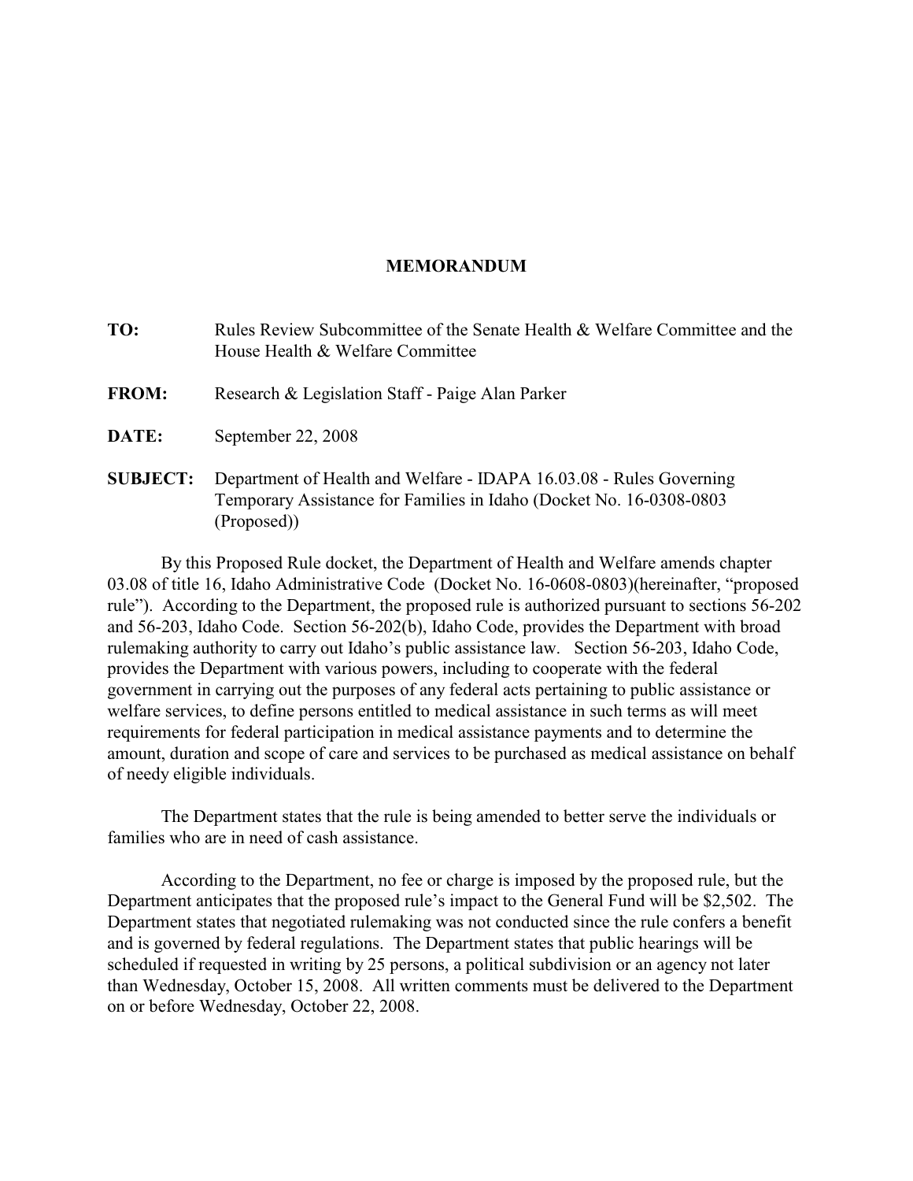# MEMORANDUM

**TO:** Rules Review Subcommittee of the Senate Health & Welfare Committee and the House Health & Welfare Committee

**FROM:** Research & Legislation Staff - Paige Alan Parker

**DATE:** September 22, 2008

**SUBJECT:** Department of Health and Welfare - IDAPA 16.03.08 - Rules Governing Temporary Assistance for Families in Idaho (Docket No. 16-0308-0803 (Proposed))

By this Proposed Rule docket, the Department of Health and Welfare amends chapter 03.08 of title 16, Idaho Administrative Code (Docket No. 16-0608-0803)(hereinafter, "proposed rule"). According to the Department, the proposed rule is authorized pursuant to sections 56-202 and 56-203, Idaho Code. Section 56-202(b), Idaho Code, provides the Department with broad rulemaking authority to carry out Idaho's public assistance law. Section 56-203, Idaho Code, provides the Department with various powers, including to cooperate with the federal government in carrying out the purposes of any federal acts pertaining to public assistance or welfare services, to define persons entitled to medical assistance in such terms as will meet requirements for federal participation in medical assistance payments and to determine the amount, duration and scope of care and services to be purchased as medical assistance on behalf of needy eligible individuals.

The Department states that the rule is being amended to better serve the individuals or families who are in need of cash assistance.

According to the Department, no fee or charge is imposed by the proposed rule, but the Department anticipates that the proposed rule's impact to the General Fund will be $2,502. The Department states that negotiated rulemaking was not conducted since the rule confers a benefit and is governed by federal regulations. The Department states that public hearings will be scheduled if requested in writing by 25 persons, a political subdivision or an agency not later than Wednesday, October 15, 2008. All written comments must be delivered to the Department on or before Wednesday, October 22, 2008.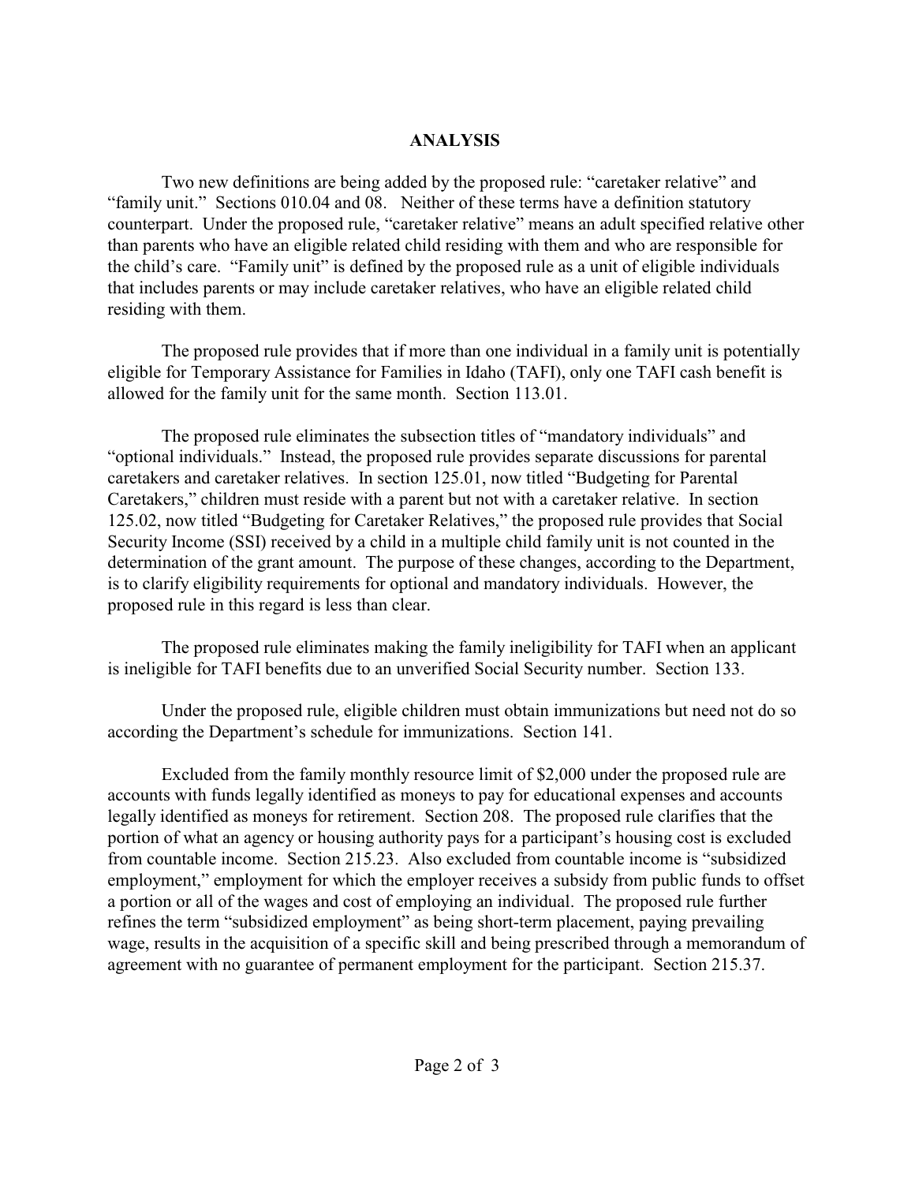## ANALYSIS

Two new definitions are being added by the proposed rule: "caretaker relative" and "family unit." Sections 010.04 and 08. Neither of these terms have a definition statutory counterpart. Under the proposed rule, "caretaker relative" means an adult specified relative other than parents who have an eligible related child residing with them and who are responsible for the child's care. "Family unit" is defined by the proposed rule as a unit of eligible individuals that includes parents or may include caretaker relatives, who have an eligible related child residing with them.

The proposed rule provides that if more than one individual in a family unit is potentially eligible for Temporary Assistance for Families in Idaho (TAFI), only one TAFI cash benefit is allowed for the family unit for the same month. Section 113.01.

The proposed rule eliminates the subsection titles of "mandatory individuals" and "optional individuals." Instead, the proposed rule provides separate discussions for parental caretakers and caretaker relatives. In section 125.01, now titled "Budgeting for Parental Caretakers," children must reside with a parent but not with a caretaker relative. In section 125.02, now titled "Budgeting for Caretaker Relatives," the proposed rule provides that Social Security Income (SSI) received by a child in a multiple child family unit is not counted in the determination of the grant amount. The purpose of these changes, according to the Department, is to clarify eligibility requirements for optional and mandatory individuals. However, the proposed rule in this regard is less than clear.

The proposed rule eliminates making the family ineligibility for TAFI when an applicant is ineligible for TAFI benefits due to an unverified Social Security number. Section 133.

Under the proposed rule, eligible children must obtain immunizations but need not do so according the Department's schedule for immunizations. Section 141.

Excluded from the family monthly resource limit of $2,000 under the proposed rule are accounts with funds legally identified as moneys to pay for educational expenses and accounts legally identified as moneys for retirement. Section 208. The proposed rule clarifies that the portion of what an agency or housing authority pays for a participant's housing cost is excluded from countable income. Section 215.23. Also excluded from countable income is "subsidized employment," employment for which the employer receives a subsidy from public funds to offset a portion or all of the wages and cost of employing an individual. The proposed rule further refines the term "subsidized employment" as being short-term placement, paying prevailing wage, results in the acquisition of a specific skill and being prescribed through a memorandum of agreement with no guarantee of permanent employment for the participant. Section 215.37.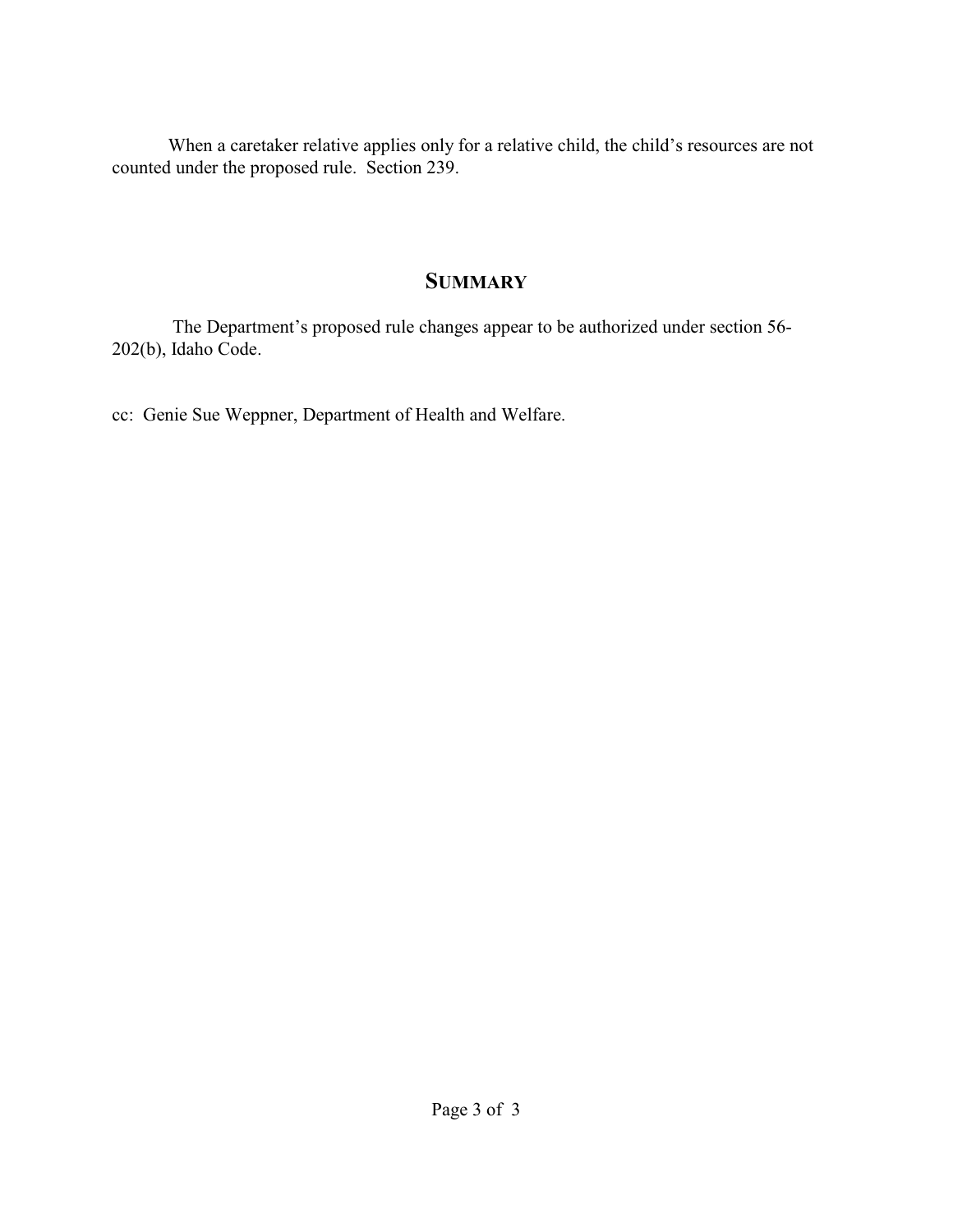When a caretaker relative applies only for a relative child, the child's resources are not counted under the proposed rule. Section 239.

## SUMMARY

The Department's proposed rule changes appear to be authorized under section 56-202(b), Idaho Code.

cc: Genie Sue Weppner, Department of Health and Welfare.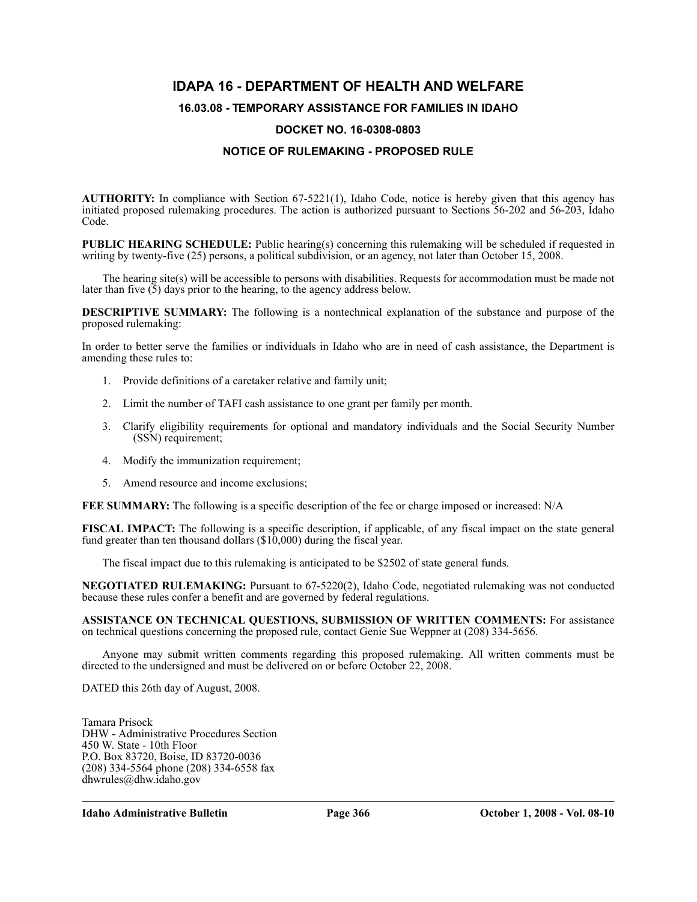# IDAPA 16 - DEPARTMENT OF HEALTH AND WELFARE

## 16.03.08 - TEMPORARY ASSISTANCE FOR FAMILIES IN IDAHO

## DOCKET NO. 16-0308-0803

## NOTICE OF RULEMAKING - PROPOSED RULE

**AUTHORITY:** In compliance with Section 67-5221(1), Idaho Code, notice is hereby given that this agency has initiated proposed rulemaking procedures. The action is authorized pursuant to Sections 56-202 and 56-203, Idaho Code.

**PUBLIC HEARING SCHEDULE:** Public hearing(s) concerning this rulemaking will be scheduled if requested in writing by twenty-five (25) persons, a political subdivision, or an agency, not later than October 15, 2008.

The hearing site(s) will be accessible to persons with disabilities. Requests for accommodation must be made not later than five (5) days prior to the hearing, to the agency address below.

**DESCRIPTIVE SUMMARY:** The following is a nontechnical explanation of the substance and purpose of the proposed rulemaking:

In order to better serve the families or individuals in Idaho who are in need of cash assistance, the Department is amending these rules to:

1. Provide definitions of a caretaker relative and family unit;
2. Limit the number of TAFI cash assistance to one grant per family per month.
3. Clarify eligibility requirements for optional and mandatory individuals and the Social Security Number (SSN) requirement;
4. Modify the immunization requirement;
5. Amend resource and income exclusions;

**FEE SUMMARY:** The following is a specific description of the fee or charge imposed or increased: N/A

**FISCAL IMPACT:** The following is a specific description, if applicable, of any fiscal impact on the state general fund greater than ten thousand dollars ($10,000) during the fiscal year.

The fiscal impact due to this rulemaking is anticipated to be $2502 of state general funds.

**NEGOTIATED RULEMAKING:** Pursuant to 67-5220(2), Idaho Code, negotiated rulemaking was not conducted because these rules confer a benefit and are governed by federal regulations.

**ASSISTANCE ON TECHNICAL QUESTIONS, SUBMISSION OF WRITTEN COMMENTS:** For assistance on technical questions concerning the proposed rule, contact Genie Sue Weppner at (208) 334-5656.

Anyone may submit written comments regarding this proposed rulemaking. All written comments must be directed to the undersigned and must be delivered on or before October 22, 2008.

DATED this 26th day of August, 2008.

Tamara Prisock
DHW - Administrative Procedures Section
450 W. State - 10th Floor
P.O. Box 83720, Boise, ID 83720-0036
(208) 334-5564 phone (208) 334-6558 fax
dhwrules@dhw.idaho.gov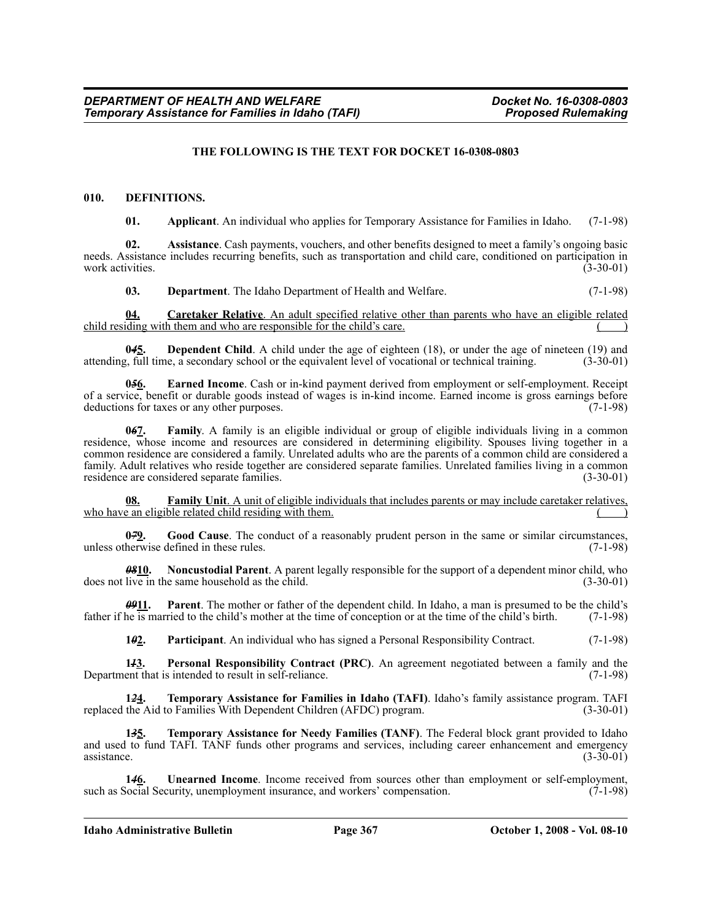**THE FOLLOWING IS THE TEXT FOR DOCKET 16-0308-0803**

**010. DEFINITIONS.**

**01. Applicant**. An individual who applies for Temporary Assistance for Families in Idaho. (7-1-98)

**02. Assistance**. Cash payments, vouchers, and other benefits designed to meet a family's ongoing basic needs. Assistance includes recurring benefits, such as transportation and child care, conditioned on participation in work activities. (3-30-01)

**03. Department**. The Idaho Department of Health and Welfare. (7-1-98)

**04. Caretaker Relative**. An adult specified relative other than parents who have an eligible related child residing with them and who are responsible for the child's care. ( )

**0~~4~~5. Dependent Child**. A child under the age of eighteen (18), or under the age of nineteen (19) and attending, full time, a secondary school or the equivalent level of vocational or technical training. (3-30-01)

**0~~5~~6. Earned Income**. Cash or in-kind payment derived from employment or self-employment. Receipt of a service, benefit or durable goods instead of wages is in-kind income. Earned income is gross earnings before deductions for taxes or any other purposes. (7-1-98)

**0~~6~~7. Family**. A family is an eligible individual or group of eligible individuals living in a common residence, whose income and resources are considered in determining eligibility. Spouses living together in a common residence are considered a family. Unrelated adults who are the parents of a common child are considered a family. Adult relatives who reside together are considered separate families. Unrelated families living in a common residence are considered separate families. (3-30-01)

**08. Family Unit**. A unit of eligible individuals that includes parents or may include caretaker relatives, who have an eligible related child residing with them. ( )

**0~~7~~9. Good Cause**. The conduct of a reasonably prudent person in the same or similar circumstances, unless otherwise defined in these rules. (7-1-98)

**~~08~~10. Noncustodial Parent**. A parent legally responsible for the support of a dependent minor child, who does not live in the same household as the child. (3-30-01)

**~~09~~11. Parent**. The mother or father of the dependent child. In Idaho, a man is presumed to be the child's father if he is married to the child's mother at the time of conception or at the time of the child's birth. (7-1-98)

**1~~0~~2. Participant**. An individual who has signed a Personal Responsibility Contract. (7-1-98)

**1~~1~~3. Personal Responsibility Contract (PRC)**. An agreement negotiated between a family and the Department that is intended to result in self-reliance. (7-1-98)

**1~~2~~4. Temporary Assistance for Families in Idaho (TAFI)**. Idaho's family assistance program. TAFI replaced the Aid to Families With Dependent Children (AFDC) program. (3-30-01)

**1~~3~~5. Temporary Assistance for Needy Families (TANF)**. The Federal block grant provided to Idaho and used to fund TAFI. TANF funds other programs and services, including career enhancement and emergency assistance. (3-30-01)

**1~~4~~6. Unearned Income**. Income received from sources other than employment or self-employment, such as Social Security, unemployment insurance, and workers' compensation. (7-1-98)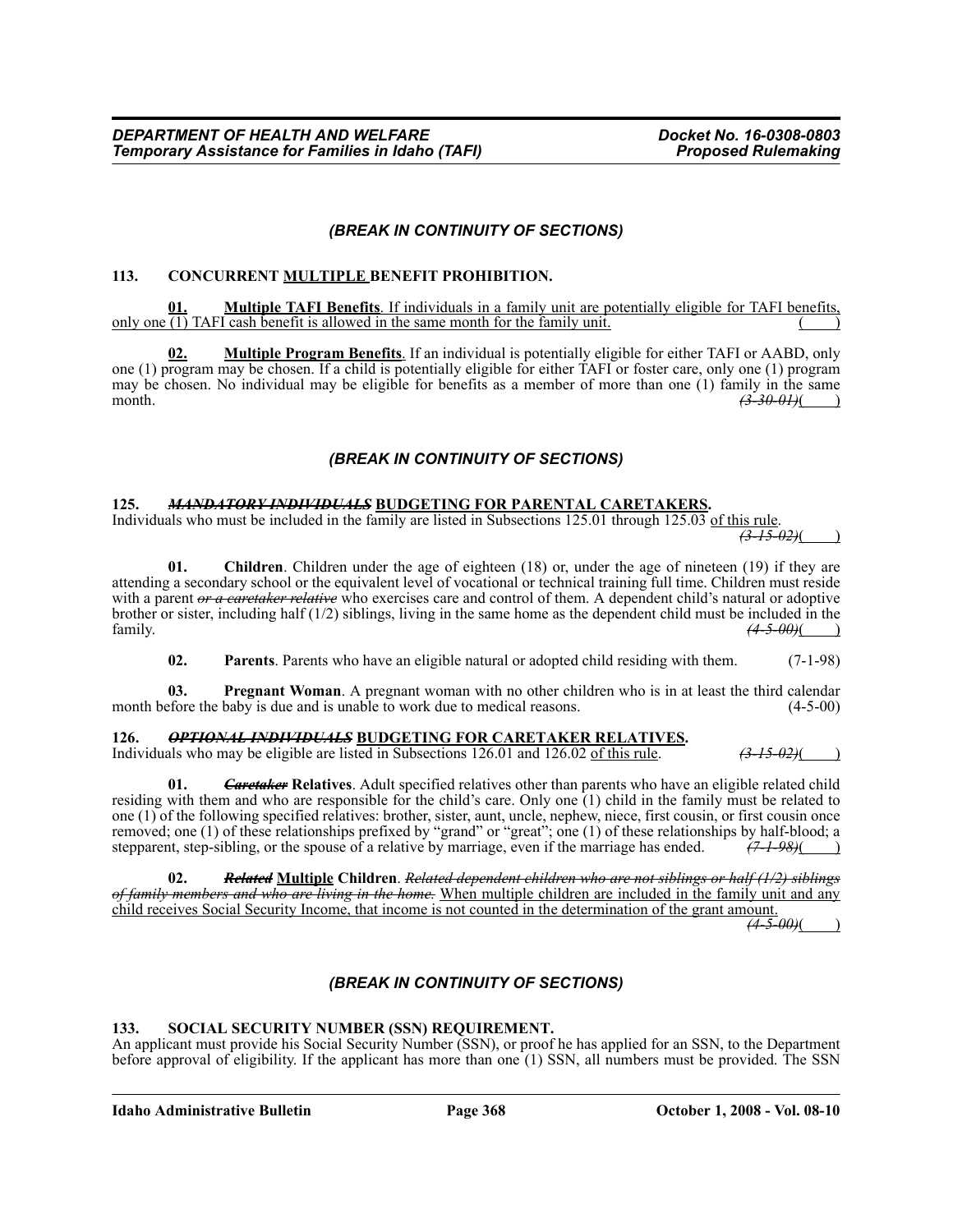*(BREAK IN CONTINUITY OF SECTIONS)*

**113. CONCURRENT MULTIPLE BENEFIT PROHIBITION.**

**01. Multiple TAFI Benefits**. If individuals in a family unit are potentially eligible for TAFI benefits, only one (1) TAFI cash benefit is allowed in the same month for the family unit. ( )

**02. Multiple Program Benefits**. If an individual is potentially eligible for either TAFI or AABD, only one (1) program may be chosen. If a child is potentially eligible for either TAFI or foster care, only one (1) program may be chosen. No individual may be eligible for benefits as a member of more than one (1) family in the same month. ~~(3-30-01)~~( )

*(BREAK IN CONTINUITY OF SECTIONS)*

**125. ~~MANDATORY INDIVIDUALS~~ BUDGETING FOR PARENTAL CARETAKERS.**

Individuals who must be included in the family are listed in Subsections 125.01 through 125.03 of this rule. ~~(3-15-02)~~( )

**01. Children**. Children under the age of eighteen (18) or, under the age of nineteen (19) if they are attending a secondary school or the equivalent level of vocational or technical training full time. Children must reside with a parent ~~or a caretaker relative~~ who exercises care and control of them. A dependent child's natural or adoptive brother or sister, including half (1/2) siblings, living in the same home as the dependent child must be included in the family. ~~(4-5-00)~~( )

**02. Parents**. Parents who have an eligible natural or adopted child residing with them. (7-1-98)

**03. Pregnant Woman**. A pregnant woman with no other children who is in at least the third calendar month before the baby is due and is unable to work due to medical reasons. (4-5-00)

**126. ~~OPTIONAL INDIVIDUALS~~ BUDGETING FOR CARETAKER RELATIVES.**

Individuals who may be eligible are listed in Subsections 126.01 and 126.02 of this rule. ~~(3-15-02)~~( )

**01. ~~Caretaker~~ Relatives**. Adult specified relatives other than parents who have an eligible related child residing with them and who are responsible for the child's care. Only one (1) child in the family must be related to one (1) of the following specified relatives: brother, sister, aunt, uncle, nephew, niece, first cousin, or first cousin once removed; one (1) of these relationships prefixed by "grand" or "great"; one (1) of these relationships by half-blood; a stepparent, step-sibling, or the spouse of a relative by marriage, even if the marriage has ended. ~~(7-1-98)~~( )

**02. ~~Related~~ Multiple Children**. ~~Related dependent children who are not siblings or half (1/2) siblings of family members and who are living in the home.~~ When multiple children are included in the family unit and any child receives Social Security Income, that income is not counted in the determination of the grant amount. ~~(4-5-00)~~( )

*(BREAK IN CONTINUITY OF SECTIONS)*

**133. SOCIAL SECURITY NUMBER (SSN) REQUIREMENT.**

An applicant must provide his Social Security Number (SSN), or proof he has applied for an SSN, to the Department before approval of eligibility. If the applicant has more than one (1) SSN, all numbers must be provided. The SSN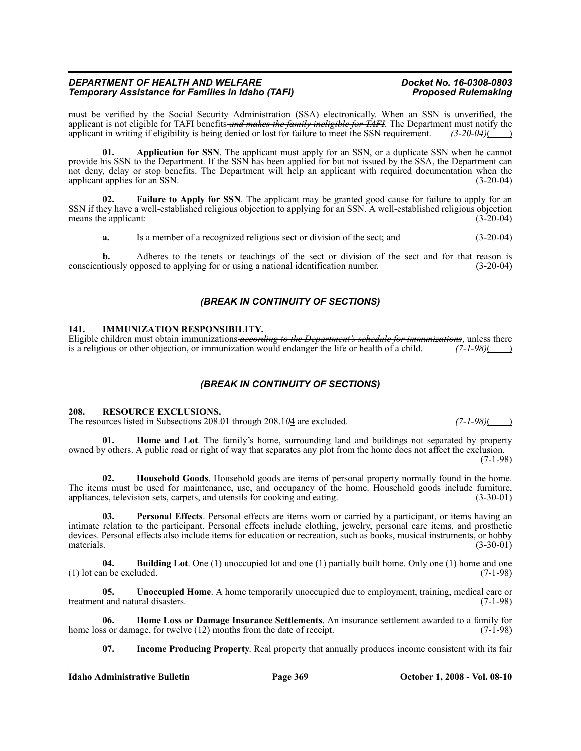must be verified by the Social Security Administration (SSA) electronically. When an SSN is unverified, the applicant is not eligible for TAFI benefits ~~and makes the family ineligible for TAFI~~. The Department must notify the applicant in writing if eligibility is being denied or lost for failure to meet the SSN requirement. ~~(3-20-04)~~(    )

**01. Application for SSN**. The applicant must apply for an SSN, or a duplicate SSN when he cannot provide his SSN to the Department. If the SSN has been applied for but not issued by the SSA, the Department can not deny, delay or stop benefits. The Department will help an applicant with required documentation when the applicant applies for an SSN. (3-20-04)

**02. Failure to Apply for SSN**. The applicant may be granted good cause for failure to apply for an SSN if they have a well-established religious objection to applying for an SSN. A well-established religious objection means the applicant: (3-20-04)

**a.** Is a member of a recognized religious sect or division of the sect; and (3-20-04)

**b.** Adheres to the tenets or teachings of the sect or division of the sect and for that reason is conscientiously opposed to applying for or using a national identification number. (3-20-04)

*(BREAK IN CONTINUITY OF SECTIONS)*

## 141. IMMUNIZATION RESPONSIBILITY.

Eligible children must obtain immunizations ~~according to the Department's schedule for immunizations~~, unless there is a religious or other objection, or immunization would endanger the life or health of a child. ~~(7-1-98)~~(    )

*(BREAK IN CONTINUITY OF SECTIONS)*

## 208. RESOURCE EXCLUSIONS.

The resources listed in Subsections 208.01 through 208.1~~0~~4 are excluded. ~~(7-1-98)~~(    )

**01. Home and Lot**. The family's home, surrounding land and buildings not separated by property owned by others. A public road or right of way that separates any plot from the home does not affect the exclusion. (7-1-98)

**02. Household Goods**. Household goods are items of personal property normally found in the home. The items must be used for maintenance, use, and occupancy of the home. Household goods include furniture, appliances, television sets, carpets, and utensils for cooking and eating. (3-30-01)

**03. Personal Effects**. Personal effects are items worn or carried by a participant, or items having an intimate relation to the participant. Personal effects include clothing, jewelry, personal care items, and prosthetic devices. Personal effects also include items for education or recreation, such as books, musical instruments, or hobby materials. (3-30-01)

**04. Building Lot**. One (1) unoccupied lot and one (1) partially built home. Only one (1) home and one (1) lot can be excluded. (7-1-98)

**05. Unoccupied Home**. A home temporarily unoccupied due to employment, training, medical care or treatment and natural disasters. (7-1-98)

**06. Home Loss or Damage Insurance Settlements**. An insurance settlement awarded to a family for home loss or damage, for twelve (12) months from the date of receipt. (7-1-98)

**07. Income Producing Property**. Real property that annually produces income consistent with its fair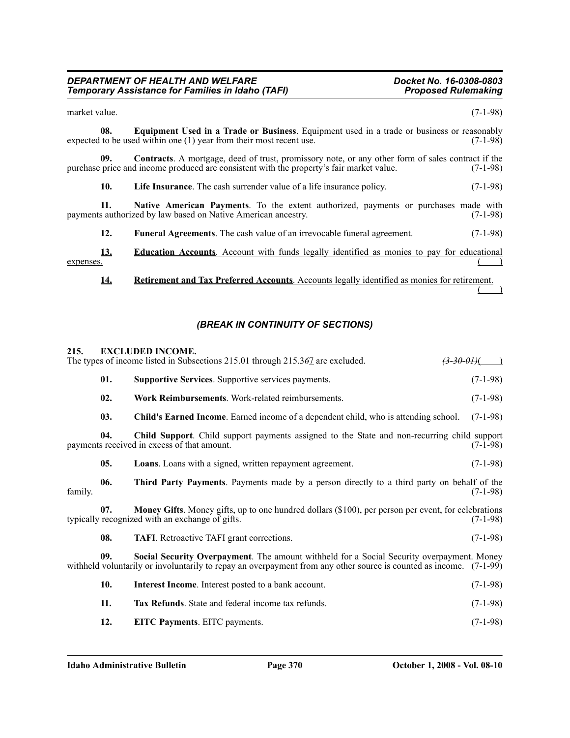market value. (7-1-98)

**08. Equipment Used in a Trade or Business**. Equipment used in a trade or business or reasonably expected to be used within one (1) year from their most recent use. (7-1-98)

**09. Contracts**. A mortgage, deed of trust, promissory note, or any other form of sales contract if the purchase price and income produced are consistent with the property's fair market value. (7-1-98)

**10. Life Insurance**. The cash surrender value of a life insurance policy. (7-1-98)

**11. Native American Payments**. To the extent authorized, payments or purchases made with payments authorized by law based on Native American ancestry. (7-1-98)

**12. Funeral Agreements**. The cash value of an irrevocable funeral agreement. (7-1-98)

<u>**13. Education Accounts**. Account with funds legally identified as monies to pay for educational expenses.</u> ( )

<u>**14. Retirement and Tax Preferred Accounts**. Accounts legally identified as monies for retirement.</u> ( )

### *(BREAK IN CONTINUITY OF SECTIONS)*

**215. EXCLUDED INCOME.**

The types of income listed in Subsections 215.01 through 215.3~~6~~<u>7</u> are excluded. ~~(3-30-01)~~( )

**01. Supportive Services**. Supportive services payments. (7-1-98)

**02. Work Reimbursements**. Work-related reimbursements. (7-1-98)

**03. Child's Earned Income**. Earned income of a dependent child, who is attending school. (7-1-98)

**04. Child Support**. Child support payments assigned to the State and non-recurring child support payments received in excess of that amount. (7-1-98)

**05. Loans**. Loans with a signed, written repayment agreement. (7-1-98)

**06. Third Party Payments**. Payments made by a person directly to a third party on behalf of the family. (7-1-98)

**07. Money Gifts**. Money gifts, up to one hundred dollars ($100), per person per event, for celebrations typically recognized with an exchange of gifts. (7-1-98)

**08. TAFI**. Retroactive TAFI grant corrections. (7-1-98)

**09. Social Security Overpayment**. The amount withheld for a Social Security overpayment. Money withheld voluntarily or involuntarily to repay an overpayment from any other source is counted as income. (7-1-99)

**10. Interest Income**. Interest posted to a bank account. (7-1-98)

**11. Tax Refunds**. State and federal income tax refunds. (7-1-98)

**12. EITC Payments**. EITC payments. (7-1-98)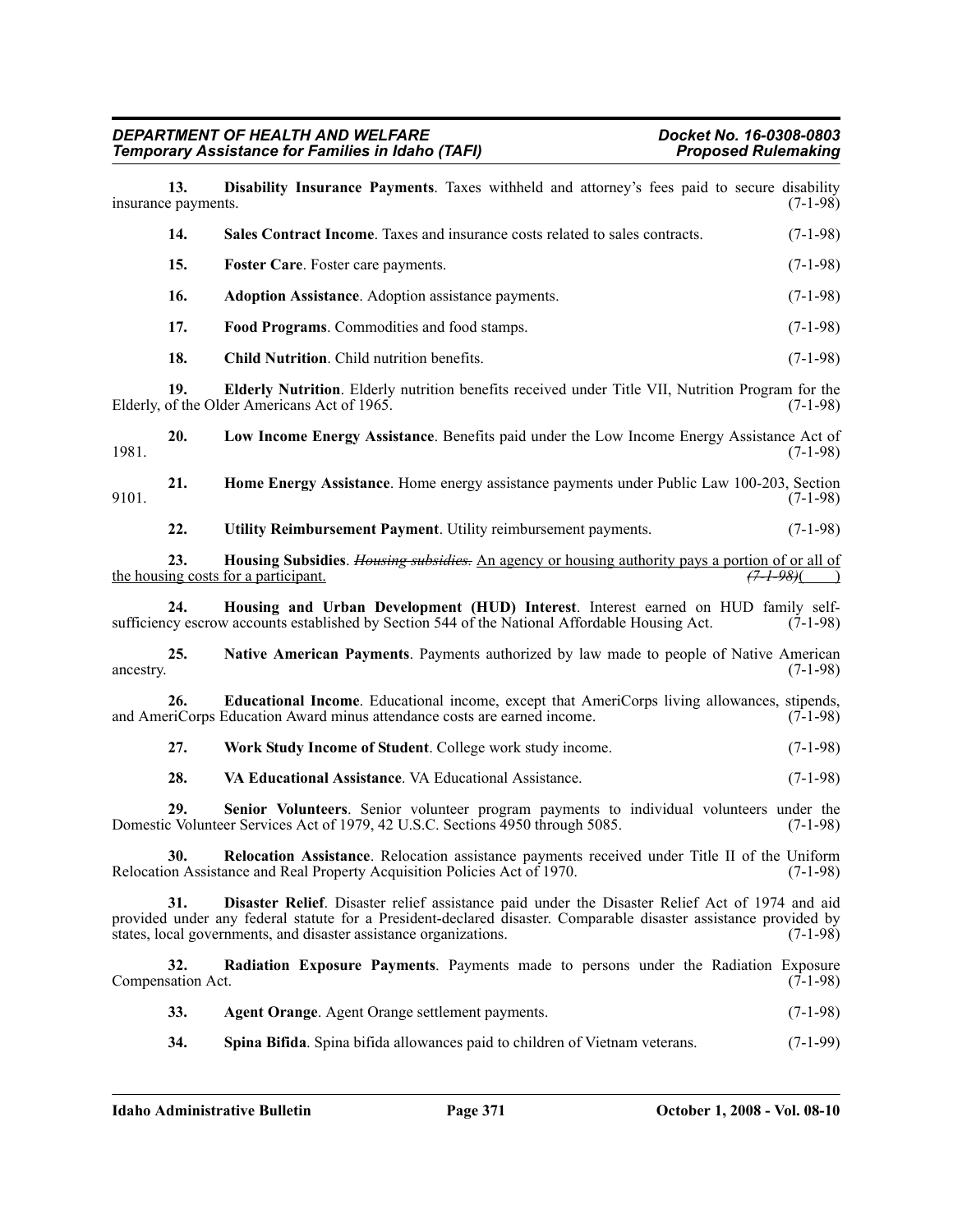**13. Disability Insurance Payments**. Taxes withheld and attorney's fees paid to secure disability insurance payments. (7-1-98)

**14. Sales Contract Income**. Taxes and insurance costs related to sales contracts. (7-1-98)

**15. Foster Care**. Foster care payments. (7-1-98)

**16. Adoption Assistance**. Adoption assistance payments. (7-1-98)

**17. Food Programs**. Commodities and food stamps. (7-1-98)

**18. Child Nutrition**. Child nutrition benefits. (7-1-98)

**19. Elderly Nutrition**. Elderly nutrition benefits received under Title VII, Nutrition Program for the Elderly, of the Older Americans Act of 1965. (7-1-98)

**20. Low Income Energy Assistance**. Benefits paid under the Low Income Energy Assistance Act of 1981. (7-1-98)

**21. Home Energy Assistance**. Home energy assistance payments under Public Law 100-203, Section 9101. (7-1-98)

**22. Utility Reimbursement Payment**. Utility reimbursement payments. (7-1-98)

**23. Housing Subsidies**. ~~Housing subsidies.~~ An agency or housing authority pays a portion of or all of the housing costs for a participant. ~~(7-1-98)~~( )

**24. Housing and Urban Development (HUD) Interest**. Interest earned on HUD family self-sufficiency escrow accounts established by Section 544 of the National Affordable Housing Act. (7-1-98)

**25. Native American Payments**. Payments authorized by law made to people of Native American ancestry. (7-1-98)

**26. Educational Income**. Educational income, except that AmeriCorps living allowances, stipends, and AmeriCorps Education Award minus attendance costs are earned income. (7-1-98)

**27. Work Study Income of Student**. College work study income. (7-1-98)

**28. VA Educational Assistance**. VA Educational Assistance. (7-1-98)

**29. Senior Volunteers**. Senior volunteer program payments to individual volunteers under the Domestic Volunteer Services Act of 1979, 42 U.S.C. Sections 4950 through 5085. (7-1-98)

**30. Relocation Assistance**. Relocation assistance payments received under Title II of the Uniform Relocation Assistance and Real Property Acquisition Policies Act of 1970. (7-1-98)

**31. Disaster Relief**. Disaster relief assistance paid under the Disaster Relief Act of 1974 and aid provided under any federal statute for a President-declared disaster. Comparable disaster assistance provided by states, local governments, and disaster assistance organizations. (7-1-98)

**32. Radiation Exposure Payments**. Payments made to persons under the Radiation Exposure Compensation Act. (7-1-98)

**33. Agent Orange**. Agent Orange settlement payments. (7-1-98)

**34. Spina Bifida**. Spina bifida allowances paid to children of Vietnam veterans. (7-1-99)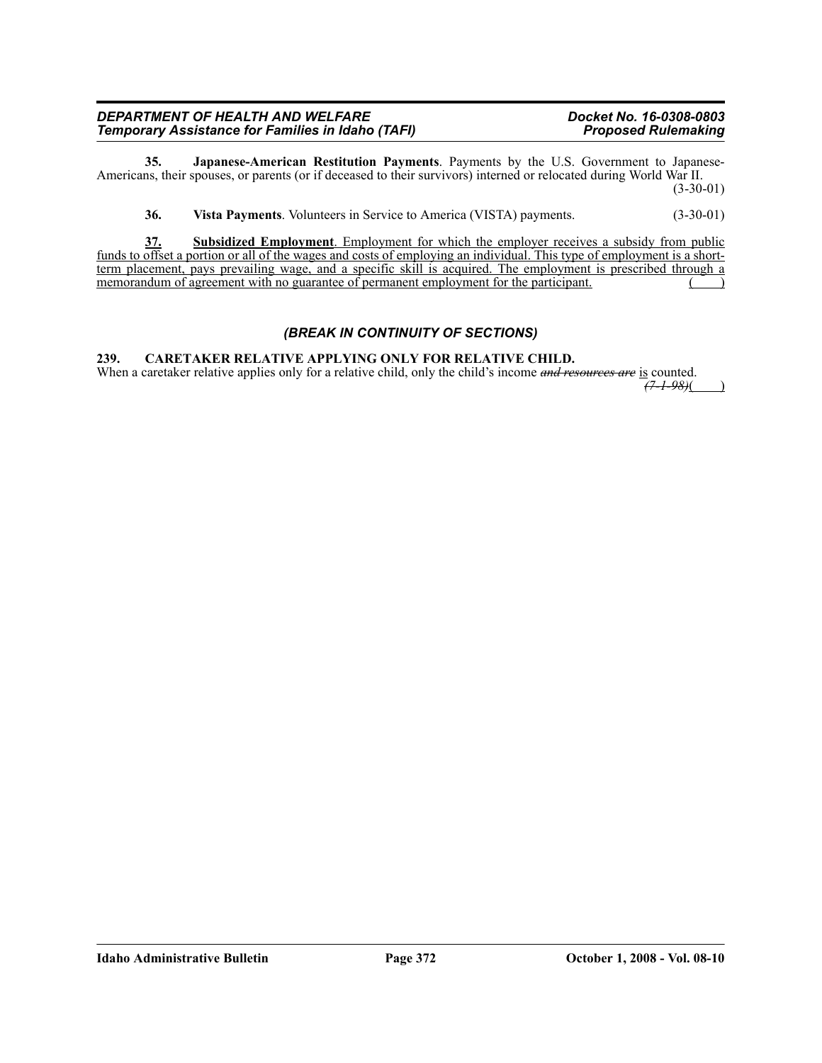**35. Japanese-American Restitution Payments**. Payments by the U.S. Government to Japanese-Americans, their spouses, or parents (or if deceased to their survivors) interned or relocated during World War II. (3-30-01)

**36. Vista Payments**. Volunteers in Service to America (VISTA) payments. (3-30-01)

<u>**37. Subsidized Employment**. Employment for which the employer receives a subsidy from public funds to offset a portion or all of the wages and costs of employing an individual. This type of employment is a short-term placement, pays prevailing wage, and a specific skill is acquired. The employment is prescribed through a memorandum of agreement with no guarantee of permanent employment for the participant.</u> ( )

### *(BREAK IN CONTINUITY OF SECTIONS)*

**239. CARETAKER RELATIVE APPLYING ONLY FOR RELATIVE CHILD.**

When a caretaker relative applies only for a relative child, only the child's income ~~*and resources are*~~ <u>is</u> counted. ~~*(7-1-98)*~~( )